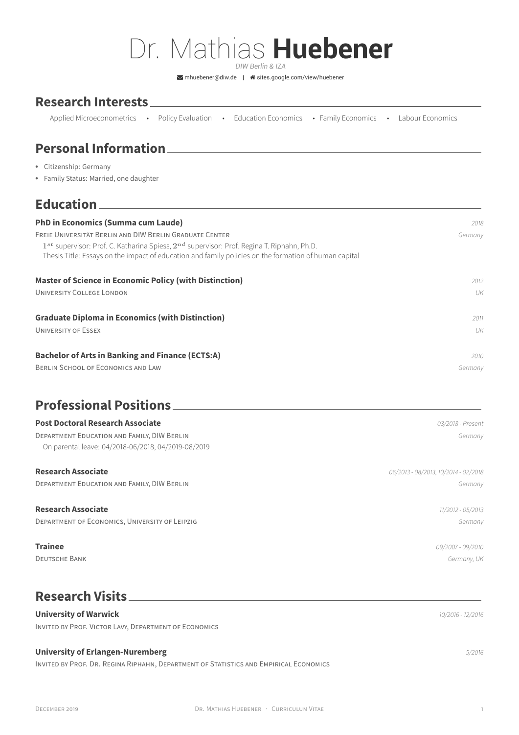# Dr. Mathias **Huebener**

*DIW Berlin & IZA*

mhuebener@diw.de | sites.google.com/view/huebener

## Research Interests

Applied Microeconometrics • Policy Evaluation • Education Economics • Family Economics • Labour Economics

## Personal Information

- Citizenship: Germany
- Family Status: Married, one daughter

## Education

**PhD in Economics (Summa cum Laude)** *2018*
Freie Universität Berlin and DIW Berlin Graduate Center *Germany*
$1^{st}$ supervisor: Prof. C. Katharina Spiess, $2^{nd}$ supervisor: Prof. Regina T. Riphahn, Ph.D.
Thesis Title: Essays on the impact of education and family policies on the formation of human capital

**Master of Science in Economic Policy (with Distinction)** *2012*
University College London *UK*

**Graduate Diploma in Economics (with Distinction)** *2011*
University of Essex *UK*

**Bachelor of Arts in Banking and Finance (ECTS:A)** *2010*
Berlin School of Economics and Law *Germany*

## Professional Positions

**Post Doctoral Research Associate** *03/2018 - Present*
Department Education and Family, DIW Berlin *Germany*
On parental leave: 04/2018-06/2018, 04/2019-08/2019

**Research Associate** *06/2013 - 08/2013, 10/2014 - 02/2018*
Department Education and Family, DIW Berlin *Germany*

**Research Associate** *11/2012 - 05/2013*
Department of Economics, University of Leipzig *Germany*

**Trainee** *09/2007 - 09/2010*
Deutsche Bank *Germany, UK*

## Research Visits

**University of Warwick** *10/2016 - 12/2016*
Invited by Prof. Victor Lavy, Department of Economics

**University of Erlangen-Nuremberg** *5/2016*
Invited by Prof. Dr. Regina Riphahn, Department of Statistics and Empirical Economics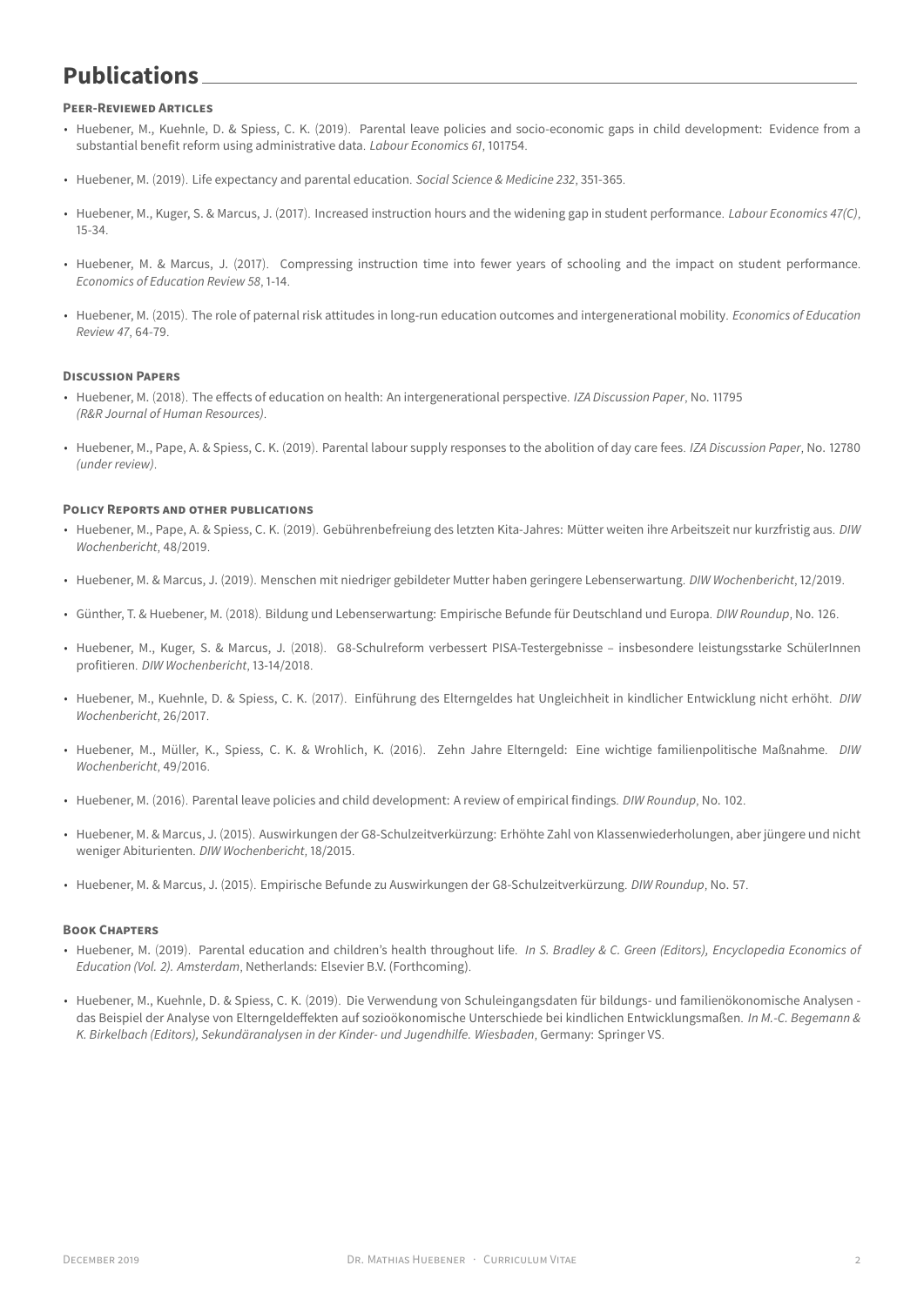# Publications

### Peer-Reviewed Articles

- Huebener, M., Kuehnle, D. & Spiess, C. K. (2019). Parental leave policies and socio-economic gaps in child development: Evidence from a substantial benefit reform using administrative data. *Labour Economics 61*, 101754.
- Huebener, M. (2019). Life expectancy and parental education. *Social Science & Medicine 232*, 351-365.
- Huebener, M., Kuger, S. & Marcus, J. (2017). Increased instruction hours and the widening gap in student performance. *Labour Economics 47(C)*, 15-34.
- Huebener, M. & Marcus, J. (2017). Compressing instruction time into fewer years of schooling and the impact on student performance. *Economics of Education Review 58*, 1-14.
- Huebener, M. (2015). The role of paternal risk attitudes in long-run education outcomes and intergenerational mobility. *Economics of Education Review 47*, 64-79.

### Discussion Papers

- Huebener, M. (2018). The effects of education on health: An intergenerational perspective. *IZA Discussion Paper*, No. 11795 *(R&R Journal of Human Resources)*.
- Huebener, M., Pape, A. & Spiess, C. K. (2019). Parental labour supply responses to the abolition of day care fees. *IZA Discussion Paper*, No. 12780 *(under review)*.

### Policy Reports and other publications

- Huebener, M., Pape, A. & Spiess, C. K. (2019). Gebührenbefreiung des letzten Kita-Jahres: Mütter weiten ihre Arbeitszeit nur kurzfristig aus. *DIW Wochenbericht*, 48/2019.
- Huebener, M. & Marcus, J. (2019). Menschen mit niedriger gebildeter Mutter haben geringere Lebenserwartung. *DIW Wochenbericht*, 12/2019.
- Günther, T. & Huebener, M. (2018). Bildung und Lebenserwartung: Empirische Befunde für Deutschland und Europa. *DIW Roundup*, No. 126.
- Huebener, M., Kuger, S. & Marcus, J. (2018). G8-Schulreform verbessert PISA-Testergebnisse – insbesondere leistungsstarke SchülerInnen profitieren. *DIW Wochenbericht*, 13-14/2018.
- Huebener, M., Kuehnle, D. & Spiess, C. K. (2017). Einführung des Elterngeldes hat Ungleichheit in kindlicher Entwicklung nicht erhöht. *DIW Wochenbericht*, 26/2017.
- Huebener, M., Müller, K., Spiess, C. K. & Wrohlich, K. (2016). Zehn Jahre Elterngeld: Eine wichtige familienpolitische Maßnahme. *DIW Wochenbericht*, 49/2016.
- Huebener, M. (2016). Parental leave policies and child development: A review of empirical findings. *DIW Roundup*, No. 102.
- Huebener, M. & Marcus, J. (2015). Auswirkungen der G8-Schulzeitverkürzung: Erhöhte Zahl von Klassenwiederholungen, aber jüngere und nicht weniger Abiturienten. *DIW Wochenbericht*, 18/2015.
- Huebener, M. & Marcus, J. (2015). Empirische Befunde zu Auswirkungen der G8-Schulzeitverkürzung. *DIW Roundup*, No. 57.

### Book Chapters

- Huebener, M. (2019). Parental education and children's health throughout life. *In S. Bradley & C. Green (Editors), Encyclopedia Economics of Education (Vol. 2). Amsterdam*, Netherlands: Elsevier B.V. (Forthcoming).
- Huebener, M., Kuehnle, D. & Spiess, C. K. (2019). Die Verwendung von Schuleingangsdaten für bildungs- und familienökonomische Analysen - das Beispiel der Analyse von Elterngeldeffekten auf sozioökonomische Unterschiede bei kindlichen Entwicklungsmaßen. *In M.-C. Begemann & K. Birkelbach (Editors), Sekundäranalysen in der Kinder- und Jugendhilfe. Wiesbaden*, Germany: Springer VS.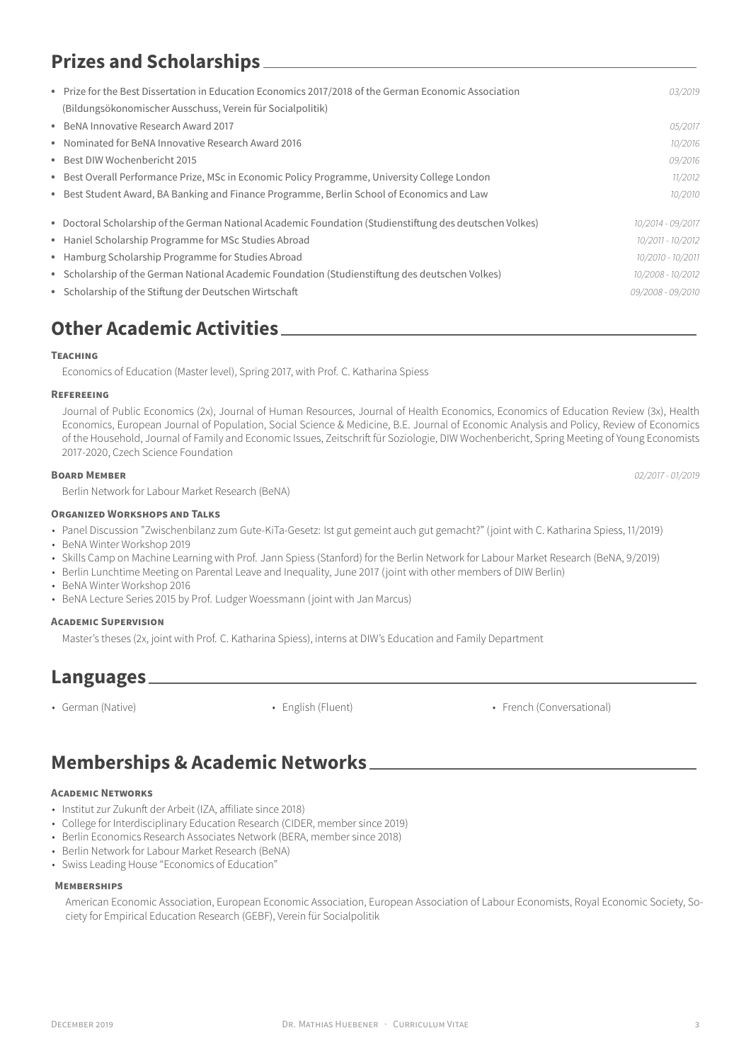## Prizes and Scholarships

- Prize for the Best Dissertation in Education Economics 2017/2018 of the German Economic Association (Bildungsökonomischer Ausschuss, Verein für Socialpolitik) *03/2019*
- BeNA Innovative Research Award 2017 *05/2017*
- Nominated for BeNA Innovative Research Award 2016 *10/2016*
- Best DIW Wochenbericht 2015 *09/2016*
- Best Overall Performance Prize, MSc in Economic Policy Programme, University College London *11/2012*
- Best Student Award, BA Banking and Finance Programme, Berlin School of Economics and Law *10/2010*

- Doctoral Scholarship of the German National Academic Foundation (Studienstiftung des deutschen Volkes) *10/2014 - 09/2017*
- Haniel Scholarship Programme for MSc Studies Abroad *10/2011 - 10/2012*
- Hamburg Scholarship Programme for Studies Abroad *10/2010 - 10/2011*
- Scholarship of the German National Academic Foundation (Studienstiftung des deutschen Volkes) *10/2008 - 10/2012*
- Scholarship of the Stiftung der Deutschen Wirtschaft *09/2008 - 09/2010*

## Other Academic Activities

### Teaching

Economics of Education (Master level), Spring 2017, with Prof. C. Katharina Spiess

### Refereeing

Journal of Public Economics (2x), Journal of Human Resources, Journal of Health Economics, Economics of Education Review (3x), Health Economics, European Journal of Population, Social Science & Medicine, B.E. Journal of Economic Analysis and Policy, Review of Economics of the Household, Journal of Family and Economic Issues, Zeitschrift für Soziologie, DIW Wochenbericht, Spring Meeting of Young Economists 2017-2020, Czech Science Foundation

### Board Member *02/2017 - 01/2019*

Berlin Network for Labour Market Research (BeNA)

### Organized Workshops and Talks

- Panel Discussion "Zwischenbilanz zum Gute-KiTa-Gesetz: Ist gut gemeint auch gut gemacht?" (joint with C. Katharina Spiess, 11/2019)
- BeNA Winter Workshop 2019
- Skills Camp on Machine Learning with Prof. Jann Spiess (Stanford) for the Berlin Network for Labour Market Research (BeNA, 9/2019)
- Berlin Lunchtime Meeting on Parental Leave and Inequality, June 2017 (joint with other members of DIW Berlin)
- BeNA Winter Workshop 2016
- BeNA Lecture Series 2015 by Prof. Ludger Woessmann (joint with Jan Marcus)

### Academic Supervision

Master's theses (2x, joint with Prof. C. Katharina Spiess), interns at DIW's Education and Family Department

## Languages

- German (Native)
- English (Fluent)
- French (Conversational)

## Memberships & Academic Networks

### Academic Networks

- Institut zur Zukunft der Arbeit (IZA, affiliate since 2018)
- College for Interdisciplinary Education Research (CIDER, member since 2019)
- Berlin Economics Research Associates Network (BERA, member since 2018)
- Berlin Network for Labour Market Research (BeNA)
- Swiss Leading House "Economics of Education"

### Memberships

American Economic Association, European Economic Association, European Association of Labour Economists, Royal Economic Society, Society for Empirical Education Research (GEBF), Verein für Socialpolitik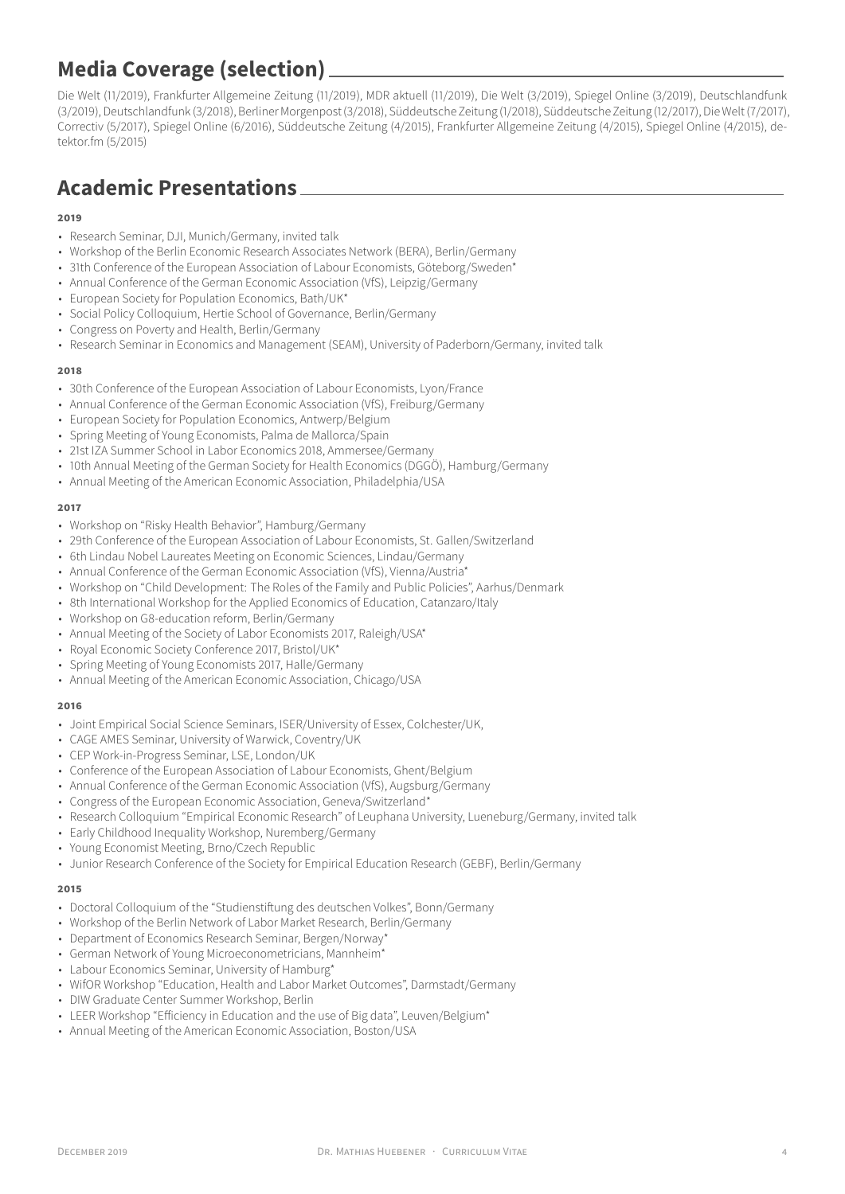## Media Coverage (selection)

Die Welt (11/2019), Frankfurter Allgemeine Zeitung (11/2019), MDR aktuell (11/2019), Die Welt (3/2019), Spiegel Online (3/2019), Deutschlandfunk (3/2019), Deutschlandfunk (3/2018), Berliner Morgenpost (3/2018), Süddeutsche Zeitung (1/2018), Süddeutsche Zeitung (12/2017), Die Welt (7/2017), Correctiv (5/2017), Spiegel Online (6/2016), Süddeutsche Zeitung (4/2015), Frankfurter Allgemeine Zeitung (4/2015), Spiegel Online (4/2015), detektor.fm (5/2015)

## Academic Presentations

#### 2019

- Research Seminar, DJI, Munich/Germany, invited talk
- Workshop of the Berlin Economic Research Associates Network (BERA), Berlin/Germany
- 31th Conference of the European Association of Labour Economists, Göteborg/Sweden*
- Annual Conference of the German Economic Association (VfS), Leipzig/Germany
- European Society for Population Economics, Bath/UK*
- Social Policy Colloquium, Hertie School of Governance, Berlin/Germany
- Congress on Poverty and Health, Berlin/Germany
- Research Seminar in Economics and Management (SEAM), University of Paderborn/Germany, invited talk

#### 2018

- 30th Conference of the European Association of Labour Economists, Lyon/France
- Annual Conference of the German Economic Association (VfS), Freiburg/Germany
- European Society for Population Economics, Antwerp/Belgium
- Spring Meeting of Young Economists, Palma de Mallorca/Spain
- 21st IZA Summer School in Labor Economics 2018, Ammersee/Germany
- 10th Annual Meeting of the German Society for Health Economics (DGGÖ), Hamburg/Germany
- Annual Meeting of the American Economic Association, Philadelphia/USA

#### 2017

- Workshop on "Risky Health Behavior", Hamburg/Germany
- 29th Conference of the European Association of Labour Economists, St. Gallen/Switzerland
- 6th Lindau Nobel Laureates Meeting on Economic Sciences, Lindau/Germany
- Annual Conference of the German Economic Association (VfS), Vienna/Austria*
- Workshop on "Child Development: The Roles of the Family and Public Policies", Aarhus/Denmark
- 8th International Workshop for the Applied Economics of Education, Catanzaro/Italy
- Workshop on G8-education reform, Berlin/Germany
- Annual Meeting of the Society of Labor Economists 2017, Raleigh/USA*
- Royal Economic Society Conference 2017, Bristol/UK*
- Spring Meeting of Young Economists 2017, Halle/Germany
- Annual Meeting of the American Economic Association, Chicago/USA

#### 2016

- Joint Empirical Social Science Seminars, ISER/University of Essex, Colchester/UK,
- CAGE AMES Seminar, University of Warwick, Coventry/UK
- CEP Work-in-Progress Seminar, LSE, London/UK
- Conference of the European Association of Labour Economists, Ghent/Belgium
- Annual Conference of the German Economic Association (VfS), Augsburg/Germany
- Congress of the European Economic Association, Geneva/Switzerland*
- Research Colloquium "Empirical Economic Research" of Leuphana University, Lueneburg/Germany, invited talk
- Early Childhood Inequality Workshop, Nuremberg/Germany
- Young Economist Meeting, Brno/Czech Republic
- Junior Research Conference of the Society for Empirical Education Research (GEBF), Berlin/Germany

#### 2015

- Doctoral Colloquium of the "Studienstiftung des deutschen Volkes", Bonn/Germany
- Workshop of the Berlin Network of Labor Market Research, Berlin/Germany
- Department of Economics Research Seminar, Bergen/Norway*
- German Network of Young Microeconometricians, Mannheim*
- Labour Economics Seminar, University of Hamburg*
- WifOR Workshop "Education, Health and Labor Market Outcomes", Darmstadt/Germany
- DIW Graduate Center Summer Workshop, Berlin
- LEER Workshop "Efficiency in Education and the use of Big data", Leuven/Belgium*
- Annual Meeting of the American Economic Association, Boston/USA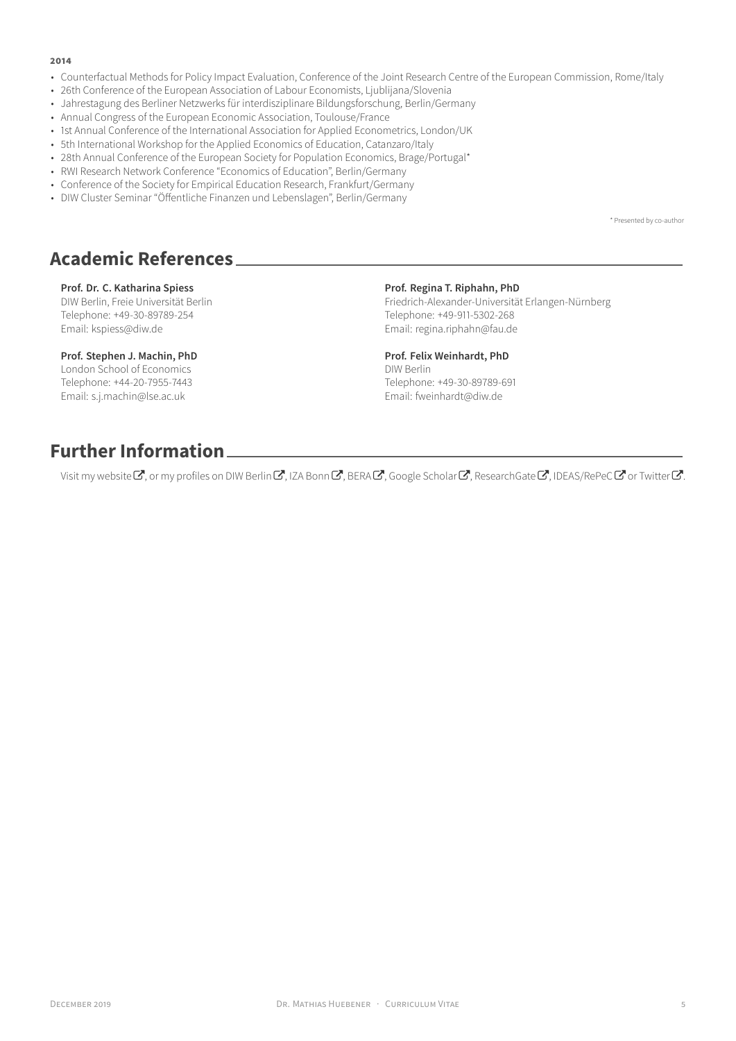**2014**

- Counterfactual Methods for Policy Impact Evaluation, Conference of the Joint Research Centre of the European Commission, Rome/Italy
- 26th Conference of the European Association of Labour Economists, Ljublijana/Slovenia
- Jahrestagung des Berliner Netzwerks für interdisziplinare Bildungsforschung, Berlin/Germany
- Annual Congress of the European Economic Association, Toulouse/France
- 1st Annual Conference of the International Association for Applied Econometrics, London/UK
- 5th International Workshop for the Applied Economics of Education, Catanzaro/Italy
- 28th Annual Conference of the European Society for Population Economics, Brage/Portugal*
- RWI Research Network Conference "Economics of Education", Berlin/Germany
- Conference of the Society for Empirical Education Research, Frankfurt/Germany
- DIW Cluster Seminar "Öffentliche Finanzen und Lebenslagen", Berlin/Germany

* Presented by co-author

## Academic References

**Prof. Dr. C. Katharina Spiess**
DIW Berlin, Freie Universität Berlin
Telephone: +49-30-89789-254
Email: kspiess@diw.de

**Prof. Stephen J. Machin, PhD**
London School of Economics
Telephone: +44-20-7955-7443
Email: s.j.machin@lse.ac.uk

**Prof. Regina T. Riphahn, PhD**
Friedrich-Alexander-Universität Erlangen-Nürnberg
Telephone: +49-911-5302-268
Email: regina.riphahn@fau.de

**Prof. Felix Weinhardt, PhD**
DIW Berlin
Telephone: +49-30-89789-691
Email: fweinhardt@diw.de

## Further Information

Visit my website, or my profiles on DIW Berlin, IZA Bonn, BERA, Google Scholar, ResearchGate, IDEAS/RePeC or Twitter.